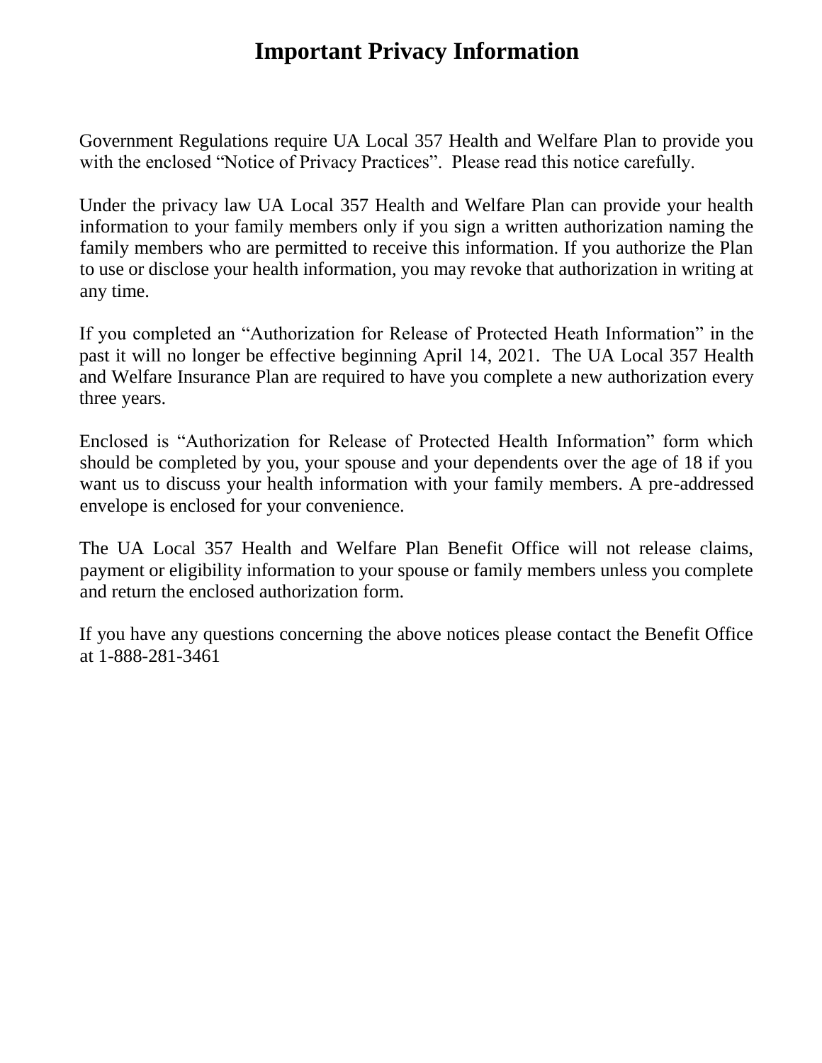# Important Privacy Information

Government Regulations require UA Local 357 Health and Welfare Plan to provide you with the enclosed "Notice of Privacy Practices". Please read this notice carefully.

Under the privacy law UA Local 357 Health and Welfare Plan can provide your health information to your family members only if you sign a written authorization naming the family members who are permitted to receive this information. If you authorize the Plan to use or disclose your health information, you may revoke that authorization in writing at any time.

If you completed an "Authorization for Release of Protected Heath Information" in the past it will no longer be effective beginning April 14, 2021. The UA Local 357 Health and Welfare Insurance Plan are required to have you complete a new authorization every three years.

Enclosed is "Authorization for Release of Protected Health Information" form which should be completed by you, your spouse and your dependents over the age of 18 if you want us to discuss your health information with your family members. A pre-addressed envelope is enclosed for your convenience.

The UA Local 357 Health and Welfare Plan Benefit Office will not release claims, payment or eligibility information to your spouse or family members unless you complete and return the enclosed authorization form.

If you have any questions concerning the above notices please contact the Benefit Office at 1-888-281-3461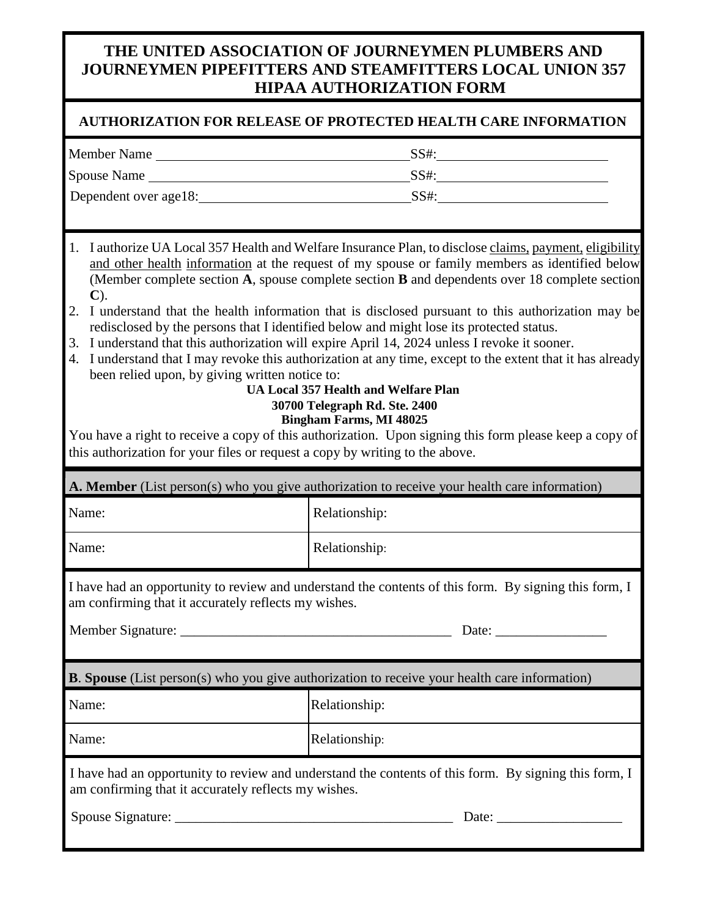# THE UNITED ASSOCIATION OF JOURNEYMEN PLUMBERS AND JOURNEYMEN PIPEFITTERS AND STEAMFITTERS LOCAL UNION 357 HIPAA AUTHORIZATION FORM

## AUTHORIZATION FOR RELEASE OF PROTECTED HEALTH CARE INFORMATION

Member Name ______________________________ SS#: ____________________

Spouse Name ______________________________ SS#: ____________________

Dependent over age18: ______________________________ SS#: ____________________

1. I authorize UA Local 357 Health and Welfare Insurance Plan, to disclose claims, payment, eligibility and other health information at the request of my spouse or family members as identified below (Member complete section **A**, spouse complete section **B** and dependents over 18 complete section **C**).
2. I understand that the health information that is disclosed pursuant to this authorization may be redisclosed by the persons that I identified below and might lose its protected status.
3. I understand that this authorization will expire April 14, 2024 unless I revoke it sooner.
4. I understand that I may revoke this authorization at any time, except to the extent that it has already been relied upon, by giving written notice to:

**UA Local 357 Health and Welfare Plan**
**30700 Telegraph Rd. Ste. 2400**
**Bingham Farms, MI 48025**

You have a right to receive a copy of this authorization. Upon signing this form please keep a copy of this authorization for your files or request a copy by writing to the above.

**A. Member** (List person(s) who you give authorization to receive your health care information)

| Name: | Relationship: |
|---|---|
| Name: | Relationship: |

I have had an opportunity to review and understand the contents of this form. By signing this form, I am confirming that it accurately reflects my wishes.

Member Signature: ______________________________________ Date: ________________

**B. Spouse** (List person(s) who you give authorization to receive your health care information)

| Name: | Relationship: |
|---|---|
| Name: | Relationship: |

I have had an opportunity to review and understand the contents of this form. By signing this form, I am confirming that it accurately reflects my wishes.

Spouse Signature: ________________________________________ Date: __________________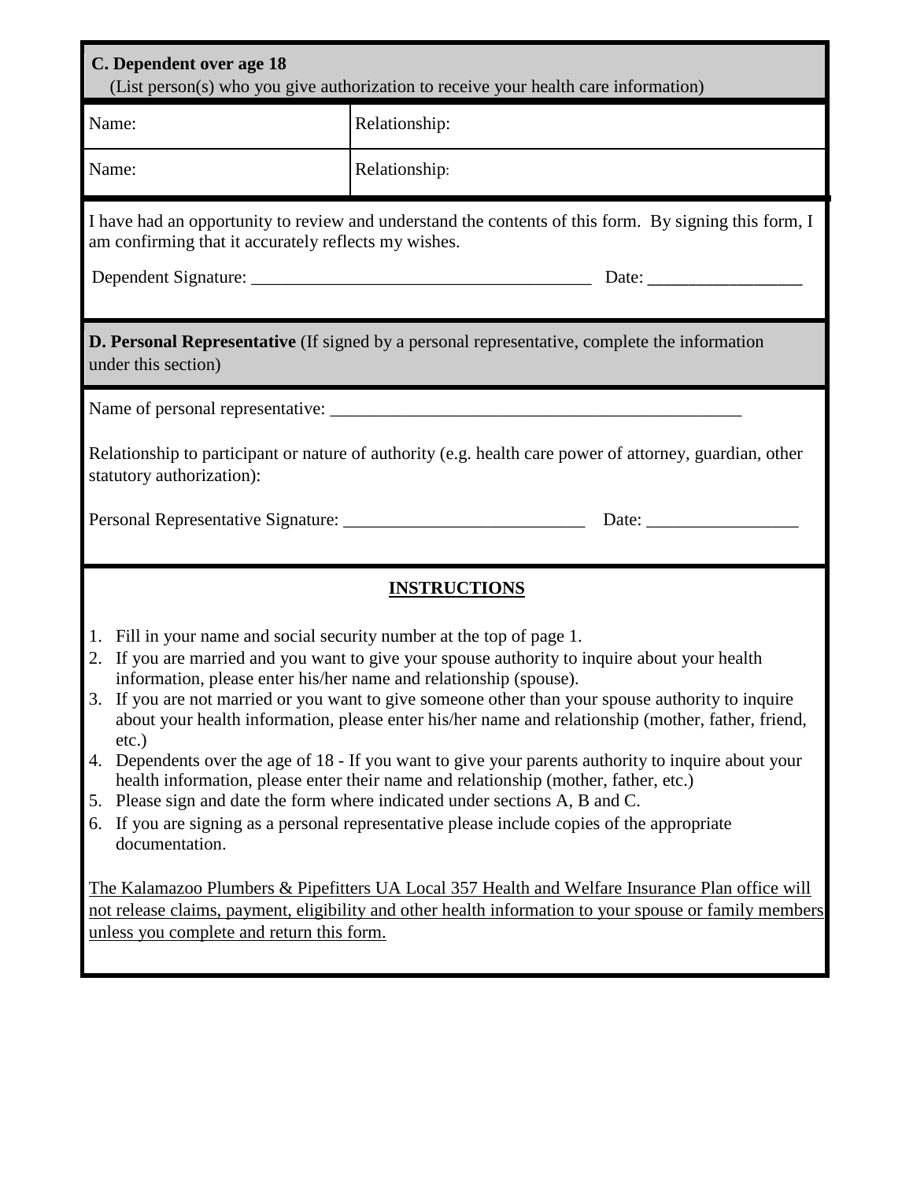**C. Dependent over age 18**
(List person(s) who you give authorization to receive your health care information)

| | |
|---|---|
| Name: | Relationship: |
| Name: | Relationship: |

I have had an opportunity to review and understand the contents of this form. By signing this form, I am confirming that it accurately reflects my wishes.

Dependent Signature: ______________________________________ Date: _________________

**D. Personal Representative** (If signed by a personal representative, complete the information under this section)

Name of personal representative: _______________________________________________

Relationship to participant or nature of authority (e.g. health care power of attorney, guardian, other statutory authorization):

Personal Representative Signature: ___________________________ Date: _________________

## INSTRUCTIONS

1. Fill in your name and social security number at the top of page 1.
2. If you are married and you want to give your spouse authority to inquire about your health information, please enter his/her name and relationship (spouse).
3. If you are not married or you want to give someone other than your spouse authority to inquire about your health information, please enter his/her name and relationship (mother, father, friend, etc.)
4. Dependents over the age of 18 - If you want to give your parents authority to inquire about your health information, please enter their name and relationship (mother, father, etc.)
5. Please sign and date the form where indicated under sections A, B and C.
6. If you are signing as a personal representative please include copies of the appropriate documentation.

The Kalamazoo Plumbers & Pipefitters UA Local 357 Health and Welfare Insurance Plan office will not release claims, payment, eligibility and other health information to your spouse or family members unless you complete and return this form.